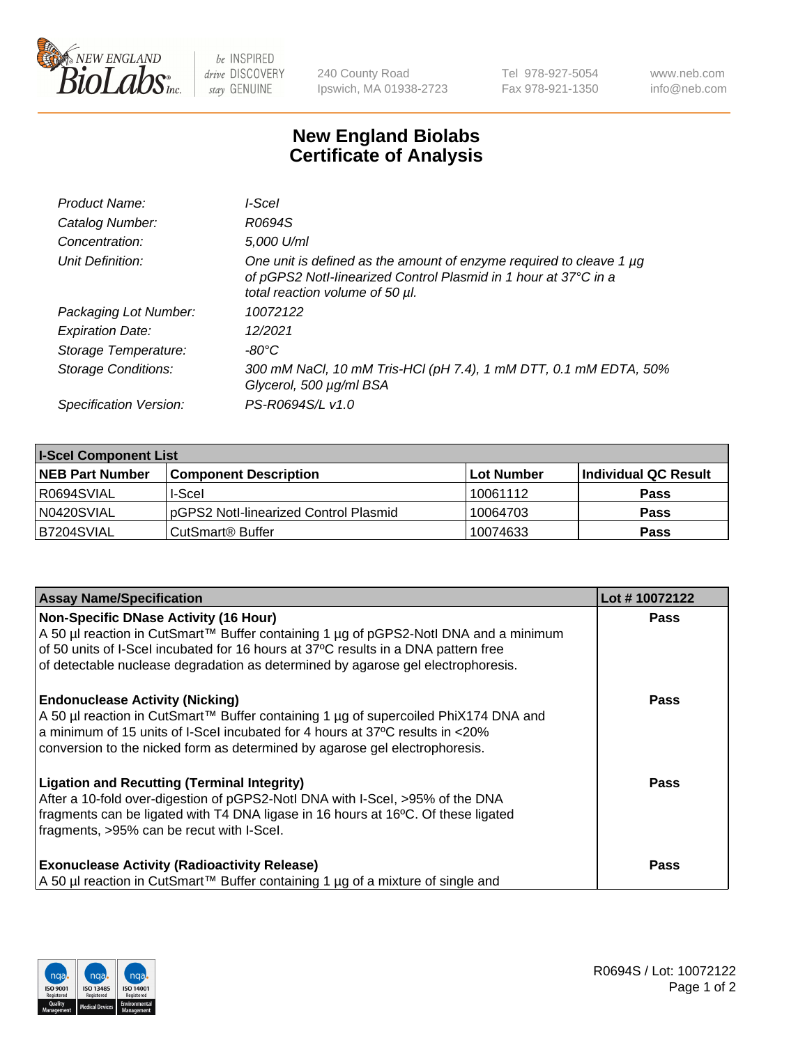240 County Road
Ipswich, MA 01938-2723

Tel 978-927-5054
Fax 978-921-1350

www.neb.com
info@neb.com

# New England Biolabs
# Certificate of Analysis

| | |
|---|---|
| *Product Name:* | *I-SceI* |
| *Catalog Number:* | *R0694S* |
| *Concentration:* | *5,000 U/ml* |
| *Unit Definition:* | *One unit is defined as the amount of enzyme required to cleave 1 µg of pGPS2 NotI-linearized Control Plasmid in 1 hour at 37°C in a total reaction volume of 50 µl.* |
| *Packaging Lot Number:* | *10072122* |
| *Expiration Date:* | *12/2021* |
| *Storage Temperature:* | *-80°C* |
| *Storage Conditions:* | *300 mM NaCl, 10 mM Tris-HCl (pH 7.4), 1 mM DTT, 0.1 mM EDTA, 50% Glycerol, 500 µg/ml BSA* |
| *Specification Version:* | *PS-R0694S/L v1.0* |

| I-SceI Component List | | | |
|---|---|---|---|
| **NEB Part Number** | **Component Description** | **Lot Number** | **Individual QC Result** |
| R0694SVIAL | I-SceI | 10061112 | Pass |
| N0420SVIAL | pGPS2 NotI-linearized Control Plasmid | 10064703 | Pass |
| B7204SVIAL | CutSmart® Buffer | 10074633 | Pass |

| Assay Name/Specification | Lot # 10072122 |
|---|---|
| **Non-Specific DNase Activity (16 Hour)** A 50 µl reaction in CutSmart™ Buffer containing 1 µg of pGPS2-NotI DNA and a minimum of 50 units of I-SceI incubated for 16 hours at 37ºC results in a DNA pattern free of detectable nuclease degradation as determined by agarose gel electrophoresis. | Pass |
| **Endonuclease Activity (Nicking)** A 50 µl reaction in CutSmart™ Buffer containing 1 µg of supercoiled PhiX174 DNA and a minimum of 15 units of I-SceI incubated for 4 hours at 37ºC results in <20% conversion to the nicked form as determined by agarose gel electrophoresis. | Pass |
| **Ligation and Recutting (Terminal Integrity)** After a 10-fold over-digestion of pGPS2-NotI DNA with I-SceI, >95% of the DNA fragments can be ligated with T4 DNA ligase in 16 hours at 16ºC. Of these ligated fragments, >95% can be recut with I-SceI. | Pass |
| **Exonuclease Activity (Radioactivity Release)** A 50 µl reaction in CutSmart™ Buffer containing 1 µg of a mixture of single and | Pass |

R0694S / Lot: 10072122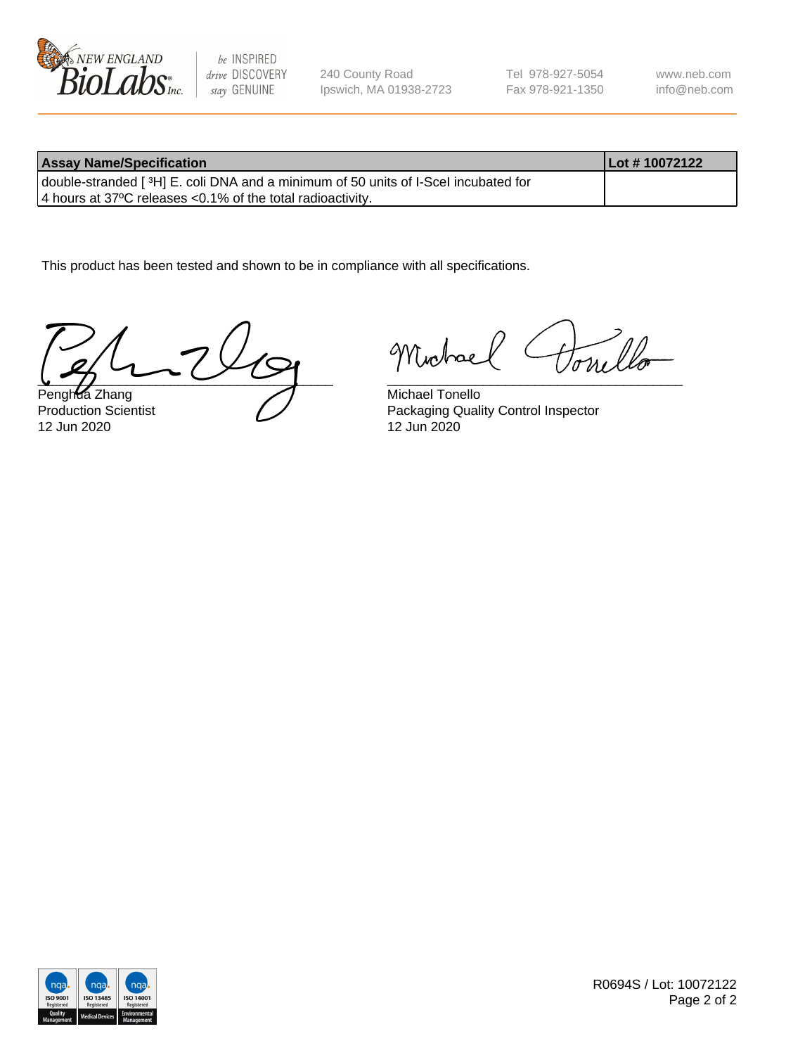240 County Road
Ipswich, MA 01938-2723

Tel 978-927-5054
Fax 978-921-1350

www.neb.com
info@neb.com

| Assay Name/Specification | Lot # 10072122 |
|---|---|
| double-stranded [ $^3$H] E. coli DNA and a minimum of 50 units of I-SceI incubated for 4 hours at 37ºC releases <0.1% of the total radioactivity. | |

This product has been tested and shown to be in compliance with all specifications.

Penghua Zhang
Production Scientist
12 Jun 2020

Michael Tonello
Packaging Quality Control Inspector
12 Jun 2020

R0694S / Lot: 10072122